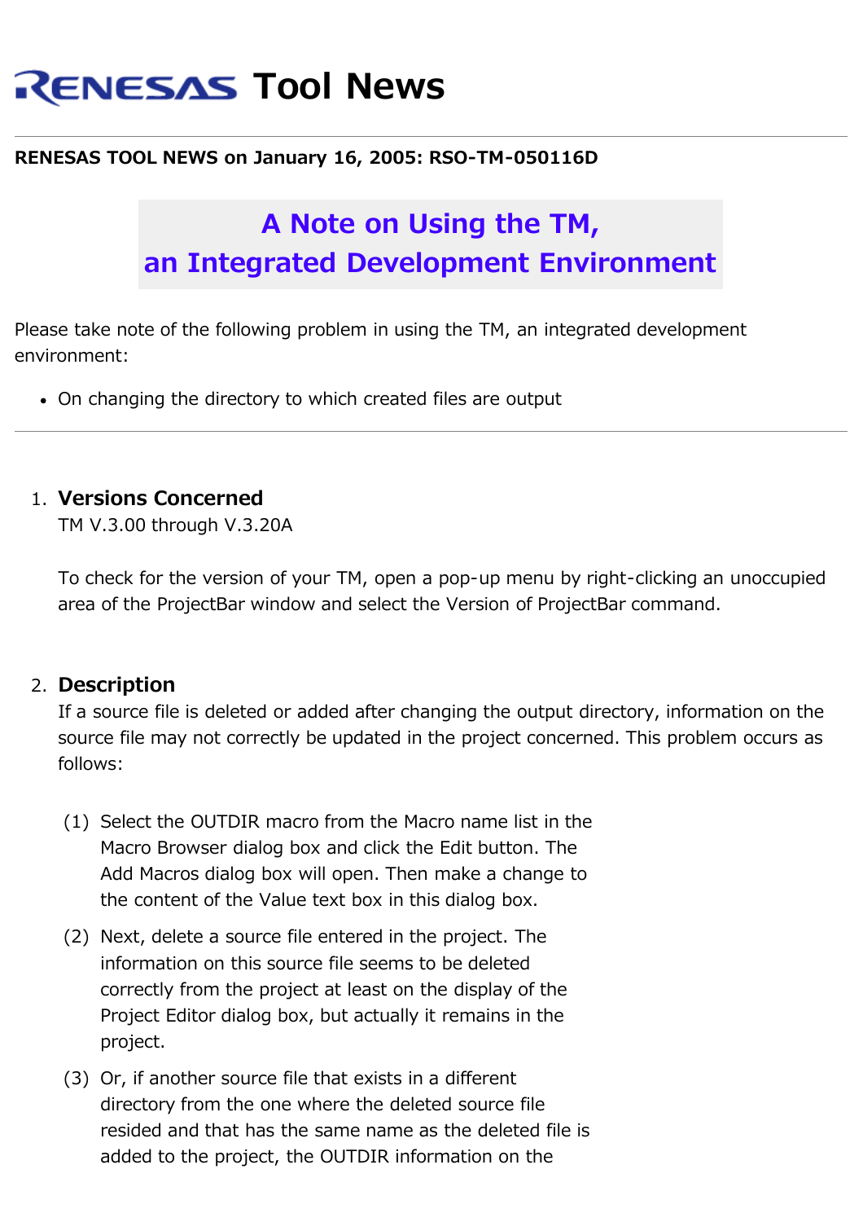# RENESAS Tool News

**RENESAS TOOL NEWS on January 16, 2005: RSO-TM-050116D**

## A Note on Using the TM, an Integrated Development Environment

Please take note of the following problem in using the TM, an integrated development environment:

- On changing the directory to which created files are output

---

1. **Versions Concerned**

   TM V.3.00 through V.3.20A

   To check for the version of your TM, open a pop-up menu by right-clicking an unoccupied area of the ProjectBar window and select the Version of ProjectBar command.

2. **Description**

   If a source file is deleted or added after changing the output directory, information on the source file may not correctly be updated in the project concerned. This problem occurs as follows:

   (1) Select the OUTDIR macro from the Macro name list in the Macro Browser dialog box and click the Edit button. The Add Macros dialog box will open. Then make a change to the content of the Value text box in this dialog box.

   (2) Next, delete a source file entered in the project. The information on this source file seems to be deleted correctly from the project at least on the display of the Project Editor dialog box, but actually it remains in the project.

   (3) Or, if another source file that exists in a different directory from the one where the deleted source file resided and that has the same name as the deleted file is added to the project, the OUTDIR information on the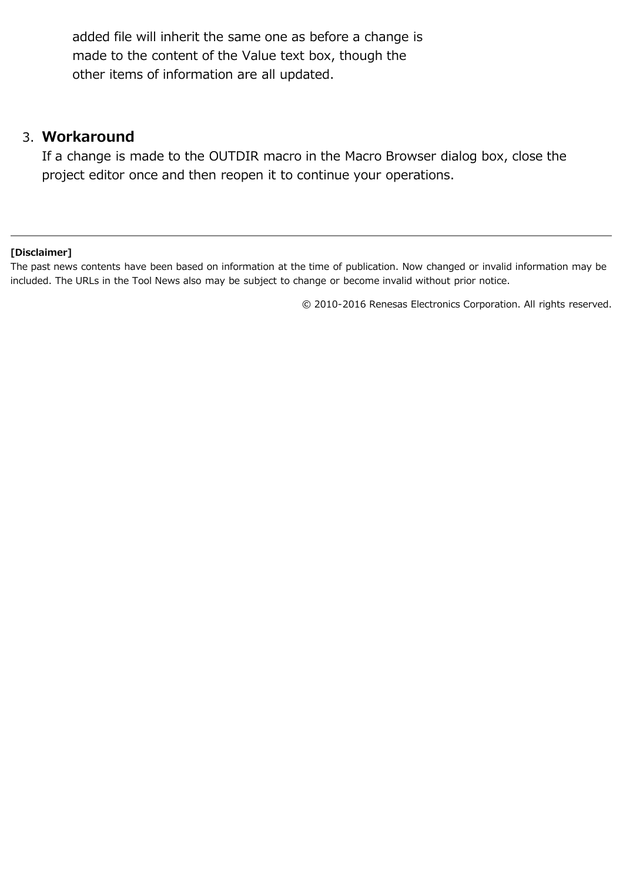added file will inherit the same one as before a change is made to the content of the Value text box, though the other items of information are all updated.

3. **Workaround**

   If a change is made to the OUTDIR macro in the Macro Browser dialog box, close the project editor once and then reopen it to continue your operations.

---

**[Disclaimer]**

The past news contents have been based on information at the time of publication. Now changed or invalid information may be included. The URLs in the Tool News also may be subject to change or become invalid without prior notice.

© 2010-2016 Renesas Electronics Corporation. All rights reserved.